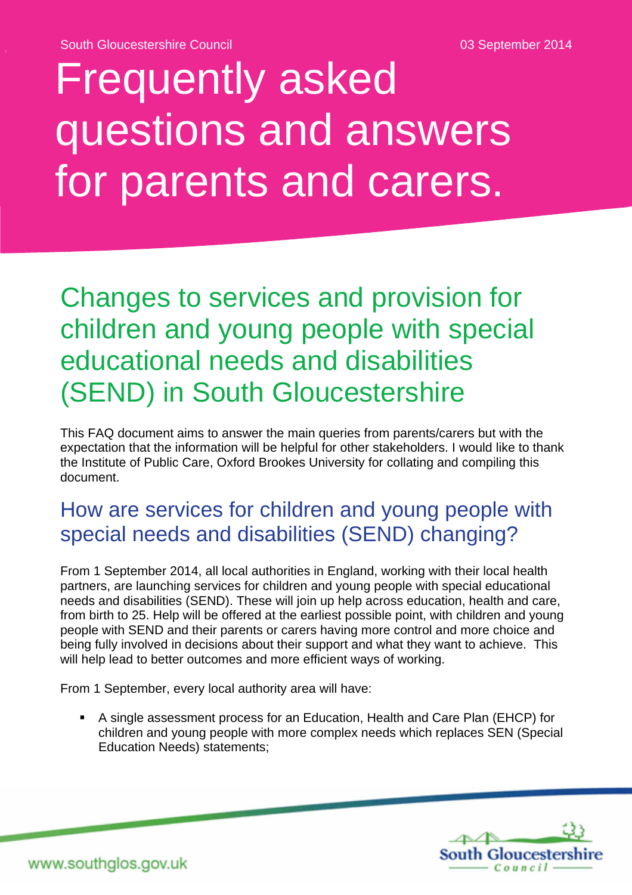South Gloucestershire Council

03 September 2014

# Frequently asked questions and answers for parents and carers.

## Changes to services and provision for children and young people with special educational needs and disabilities (SEND) in South Gloucestershire

This FAQ document aims to answer the main queries from parents/carers but with the expectation that the information will be helpful for other stakeholders. I would like to thank the Institute of Public Care, Oxford Brookes University for collating and compiling this document.

### How are services for children and young people with special needs and disabilities (SEND) changing?

From 1 September 2014, all local authorities in England, working with their local health partners, are launching services for children and young people with special educational needs and disabilities (SEND). These will join up help across education, health and care, from birth to 25. Help will be offered at the earliest possible point, with children and young people with SEND and their parents or carers having more control and more choice and being fully involved in decisions about their support and what they want to achieve. This will help lead to better outcomes and more efficient ways of working.

From 1 September, every local authority area will have:

- A single assessment process for an Education, Health and Care Plan (EHCP) for children and young people with more complex needs which replaces SEN (Special Education Needs) statements;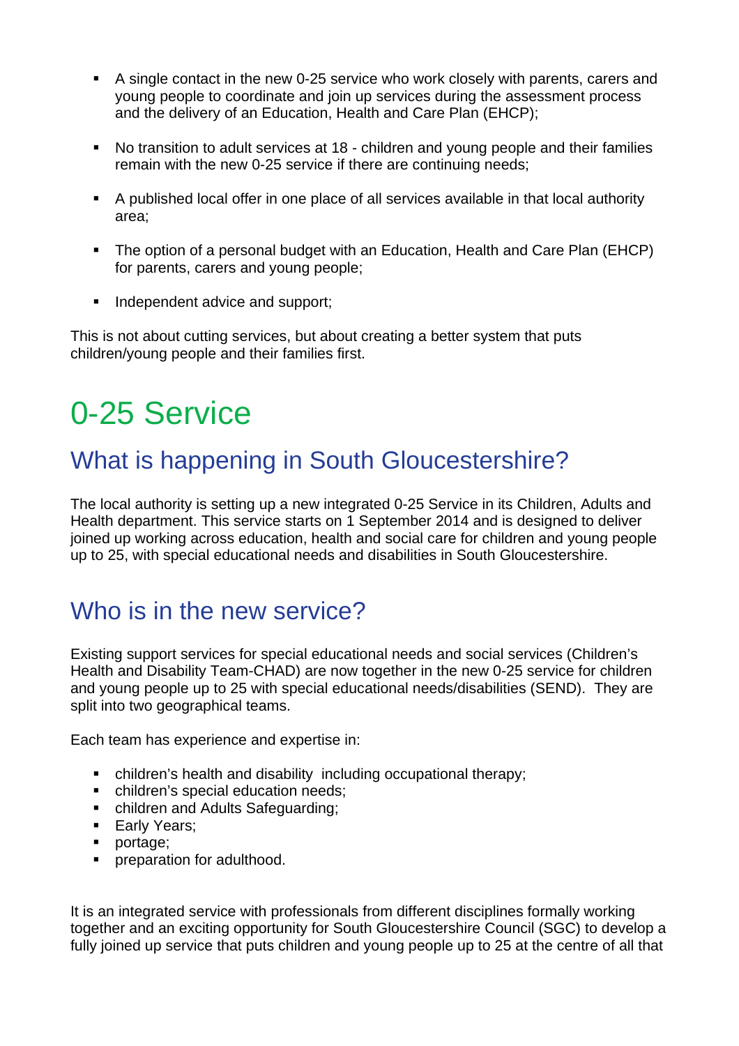- A single contact in the new 0-25 service who work closely with parents, carers and young people to coordinate and join up services during the assessment process and the delivery of an Education, Health and Care Plan (EHCP);

- No transition to adult services at 18 - children and young people and their families remain with the new 0-25 service if there are continuing needs;

- A published local offer in one place of all services available in that local authority area;

- The option of a personal budget with an Education, Health and Care Plan (EHCP) for parents, carers and young people;

- Independent advice and support;

This is not about cutting services, but about creating a better system that puts children/young people and their families first.

# 0-25 Service

## What is happening in South Gloucestershire?

The local authority is setting up a new integrated 0-25 Service in its Children, Adults and Health department. This service starts on 1 September 2014 and is designed to deliver joined up working across education, health and social care for children and young people up to 25, with special educational needs and disabilities in South Gloucestershire.

## Who is in the new service?

Existing support services for special educational needs and social services (Children's Health and Disability Team-CHAD) are now together in the new 0-25 service for children and young people up to 25 with special educational needs/disabilities (SEND). They are split into two geographical teams.

Each team has experience and expertise in:

- children's health and disability including occupational therapy;
- children's special education needs;
- children and Adults Safeguarding;
- Early Years;
- portage;
- preparation for adulthood.

It is an integrated service with professionals from different disciplines formally working together and an exciting opportunity for South Gloucestershire Council (SGC) to develop a fully joined up service that puts children and young people up to 25 at the centre of all that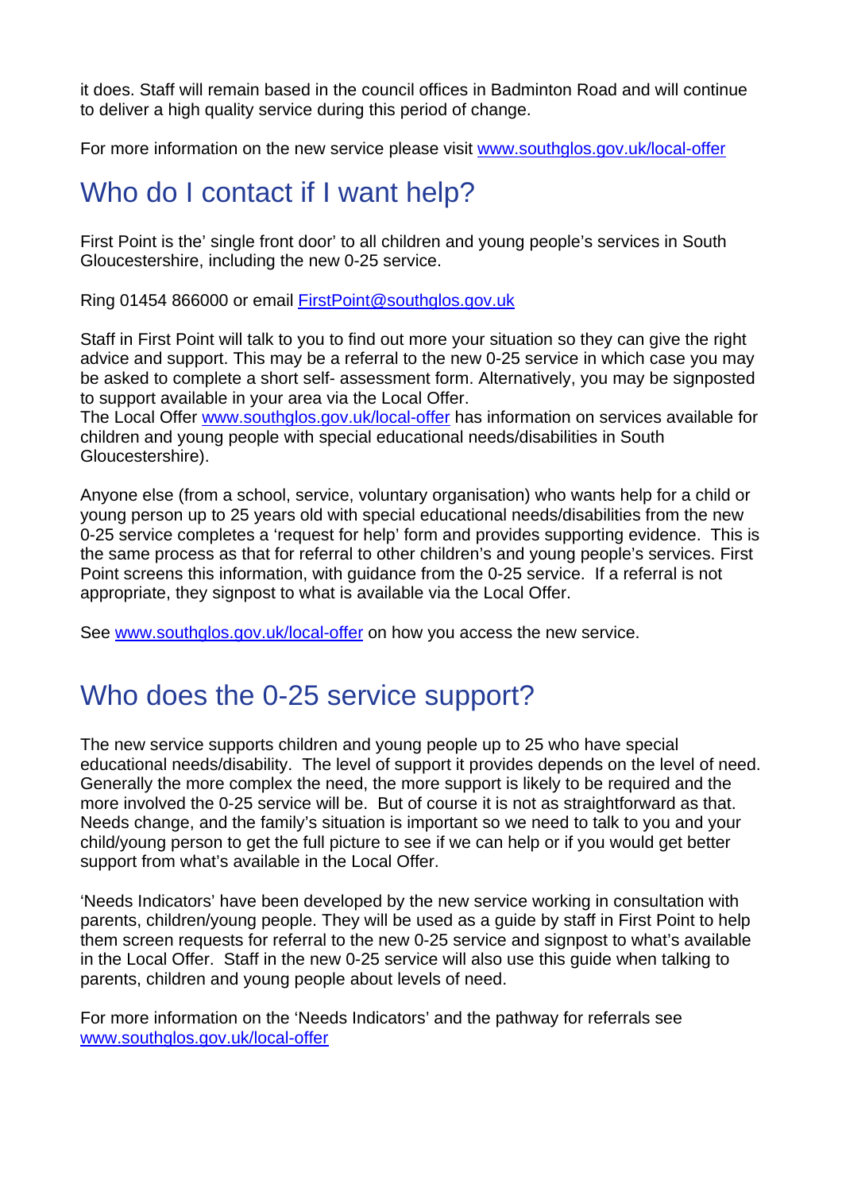it does. Staff will remain based in the council offices in Badminton Road and will continue to deliver a high quality service during this period of change.

For more information on the new service please visit www.southglos.gov.uk/local-offer

## Who do I contact if I want help?

First Point is the' single front door' to all children and young people's services in South Gloucestershire, including the new 0-25 service.

Ring 01454 866000 or email FirstPoint@southglos.gov.uk

Staff in First Point will talk to you to find out more your situation so they can give the right advice and support. This may be a referral to the new 0-25 service in which case you may be asked to complete a short self- assessment form. Alternatively, you may be signposted to support available in your area via the Local Offer.
The Local Offer www.southglos.gov.uk/local-offer has information on services available for children and young people with special educational needs/disabilities in South Gloucestershire).

Anyone else (from a school, service, voluntary organisation) who wants help for a child or young person up to 25 years old with special educational needs/disabilities from the new 0-25 service completes a 'request for help' form and provides supporting evidence. This is the same process as that for referral to other children's and young people's services. First Point screens this information, with guidance from the 0-25 service. If a referral is not appropriate, they signpost to what is available via the Local Offer.

See www.southglos.gov.uk/local-offer on how you access the new service.

## Who does the 0-25 service support?

The new service supports children and young people up to 25 who have special educational needs/disability. The level of support it provides depends on the level of need. Generally the more complex the need, the more support is likely to be required and the more involved the 0-25 service will be. But of course it is not as straightforward as that. Needs change, and the family's situation is important so we need to talk to you and your child/young person to get the full picture to see if we can help or if you would get better support from what's available in the Local Offer.

'Needs Indicators' have been developed by the new service working in consultation with parents, children/young people. They will be used as a guide by staff in First Point to help them screen requests for referral to the new 0-25 service and signpost to what's available in the Local Offer. Staff in the new 0-25 service will also use this guide when talking to parents, children and young people about levels of need.

For more information on the 'Needs Indicators' and the pathway for referrals see www.southglos.gov.uk/local-offer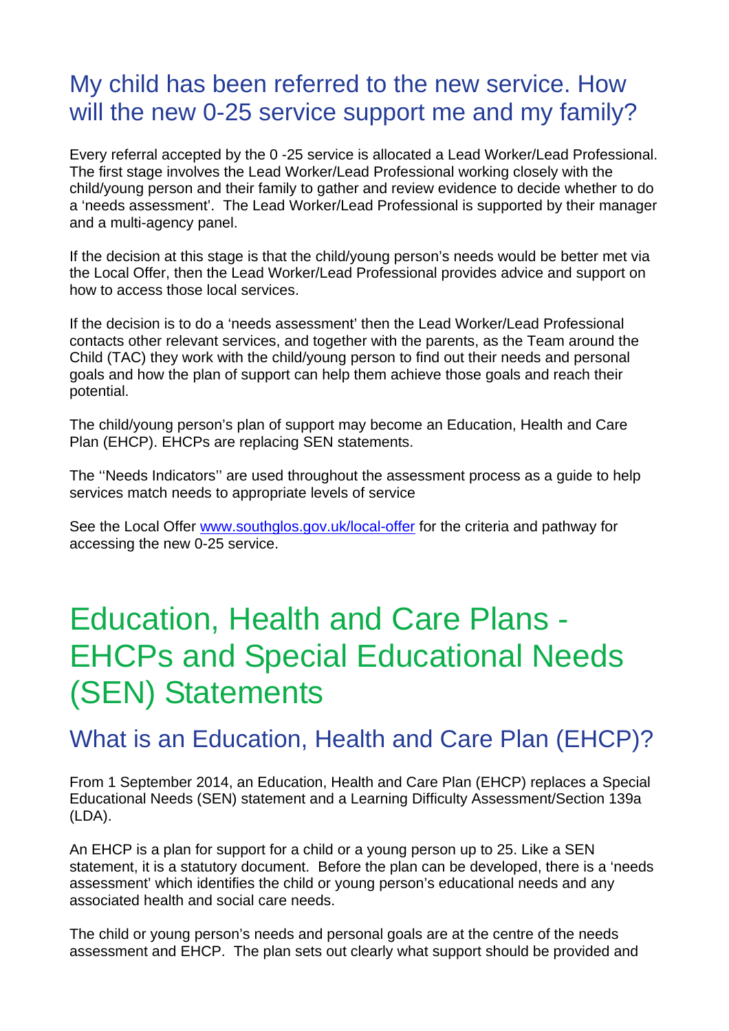## My child has been referred to the new service. How will the new 0-25 service support me and my family?

Every referral accepted by the 0 -25 service is allocated a Lead Worker/Lead Professional. The first stage involves the Lead Worker/Lead Professional working closely with the child/young person and their family to gather and review evidence to decide whether to do a 'needs assessment'. The Lead Worker/Lead Professional is supported by their manager and a multi-agency panel.

If the decision at this stage is that the child/young person's needs would be better met via the Local Offer, then the Lead Worker/Lead Professional provides advice and support on how to access those local services.

If the decision is to do a 'needs assessment' then the Lead Worker/Lead Professional contacts other relevant services, and together with the parents, as the Team around the Child (TAC) they work with the child/young person to find out their needs and personal goals and how the plan of support can help them achieve those goals and reach their potential.

The child/young person's plan of support may become an Education, Health and Care Plan (EHCP). EHCPs are replacing SEN statements.

The ''Needs Indicators'' are used throughout the assessment process as a guide to help services match needs to appropriate levels of service

See the Local Offer [www.southglos.gov.uk/local-offer](www.southglos.gov.uk/local-offer) for the criteria and pathway for accessing the new 0-25 service.

# Education, Health and Care Plans - EHCPs and Special Educational Needs (SEN) Statements

## What is an Education, Health and Care Plan (EHCP)?

From 1 September 2014, an Education, Health and Care Plan (EHCP) replaces a Special Educational Needs (SEN) statement and a Learning Difficulty Assessment/Section 139a (LDA).

An EHCP is a plan for support for a child or a young person up to 25. Like a SEN statement, it is a statutory document. Before the plan can be developed, there is a 'needs assessment' which identifies the child or young person's educational needs and any associated health and social care needs.

The child or young person's needs and personal goals are at the centre of the needs assessment and EHCP. The plan sets out clearly what support should be provided and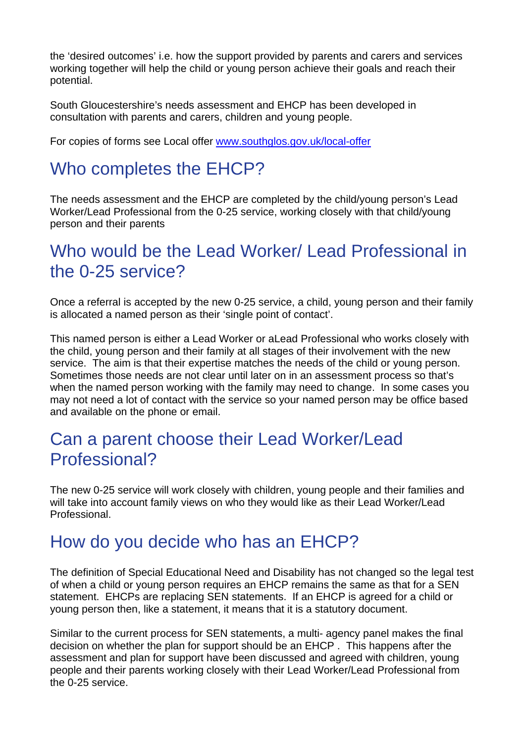the 'desired outcomes' i.e. how the support provided by parents and carers and services working together will help the child or young person achieve their goals and reach their potential.

South Gloucestershire's needs assessment and EHCP has been developed in consultation with parents and carers, children and young people.

For copies of forms see Local offer [www.southglos.gov.uk/local-offer](www.southglos.gov.uk/local-offer)

## Who completes the EHCP?

The needs assessment and the EHCP are completed by the child/young person's Lead Worker/Lead Professional from the 0-25 service, working closely with that child/young person and their parents

## Who would be the Lead Worker/ Lead Professional in the 0-25 service?

Once a referral is accepted by the new 0-25 service, a child, young person and their family is allocated a named person as their 'single point of contact'.

This named person is either a Lead Worker or aLead Professional who works closely with the child, young person and their family at all stages of their involvement with the new service. The aim is that their expertise matches the needs of the child or young person. Sometimes those needs are not clear until later on in an assessment process so that's when the named person working with the family may need to change. In some cases you may not need a lot of contact with the service so your named person may be office based and available on the phone or email.

## Can a parent choose their Lead Worker/Lead Professional?

The new 0-25 service will work closely with children, young people and their families and will take into account family views on who they would like as their Lead Worker/Lead Professional.

## How do you decide who has an EHCP?

The definition of Special Educational Need and Disability has not changed so the legal test of when a child or young person requires an EHCP remains the same as that for a SEN statement. EHCPs are replacing SEN statements. If an EHCP is agreed for a child or young person then, like a statement, it means that it is a statutory document.

Similar to the current process for SEN statements, a multi- agency panel makes the final decision on whether the plan for support should be an EHCP . This happens after the assessment and plan for support have been discussed and agreed with children, young people and their parents working closely with their Lead Worker/Lead Professional from the 0-25 service.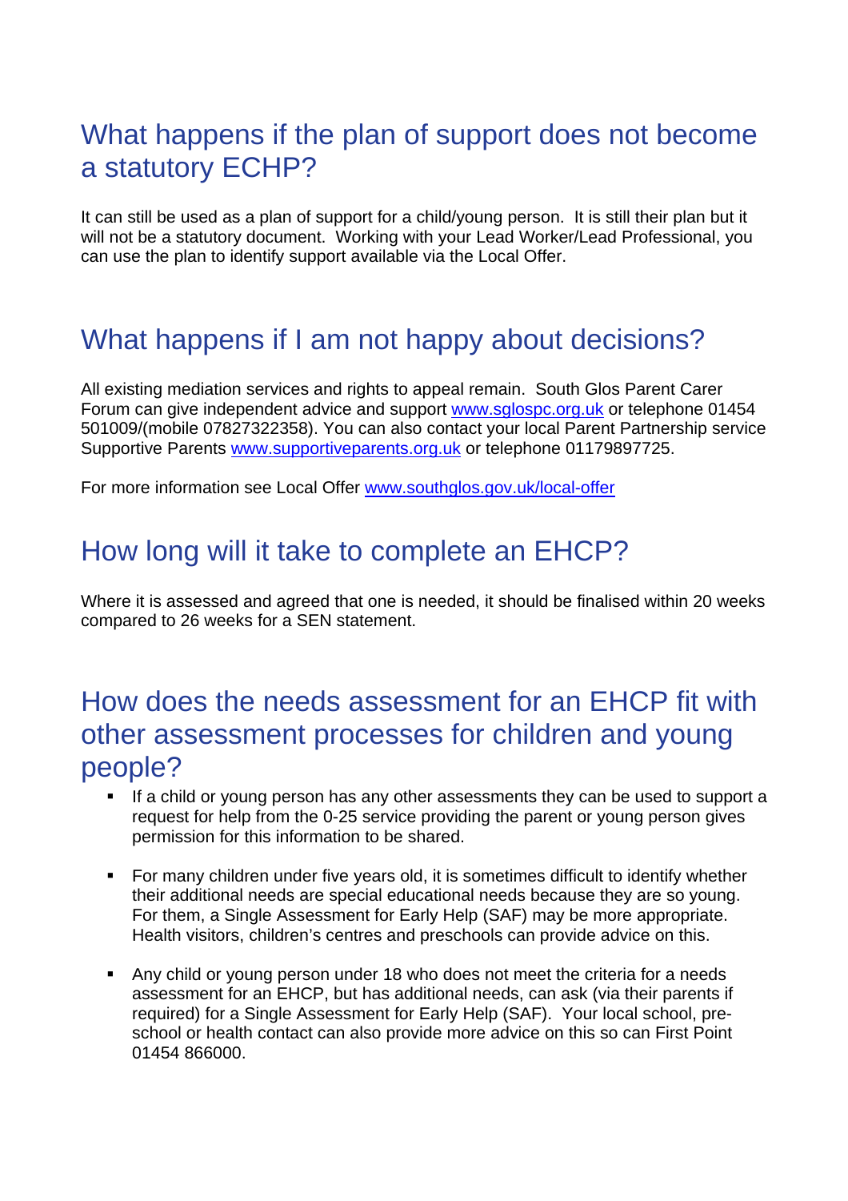## What happens if the plan of support does not become a statutory ECHP?

It can still be used as a plan of support for a child/young person. It is still their plan but it will not be a statutory document. Working with your Lead Worker/Lead Professional, you can use the plan to identify support available via the Local Offer.

## What happens if I am not happy about decisions?

All existing mediation services and rights to appeal remain. South Glos Parent Carer Forum can give independent advice and support www.sglospc.org.uk or telephone 01454 501009/(mobile 07827322358). You can also contact your local Parent Partnership service Supportive Parents www.supportiveparents.org.uk or telephone 01179897725.

For more information see Local Offer www.southglos.gov.uk/local-offer

## How long will it take to complete an EHCP?

Where it is assessed and agreed that one is needed, it should be finalised within 20 weeks compared to 26 weeks for a SEN statement.

## How does the needs assessment for an EHCP fit with other assessment processes for children and young people?

- If a child or young person has any other assessments they can be used to support a request for help from the 0-25 service providing the parent or young person gives permission for this information to be shared.
- For many children under five years old, it is sometimes difficult to identify whether their additional needs are special educational needs because they are so young. For them, a Single Assessment for Early Help (SAF) may be more appropriate. Health visitors, children's centres and preschools can provide advice on this.
- Any child or young person under 18 who does not meet the criteria for a needs assessment for an EHCP, but has additional needs, can ask (via their parents if required) for a Single Assessment for Early Help (SAF). Your local school, pre-school or health contact can also provide more advice on this so can First Point 01454 866000.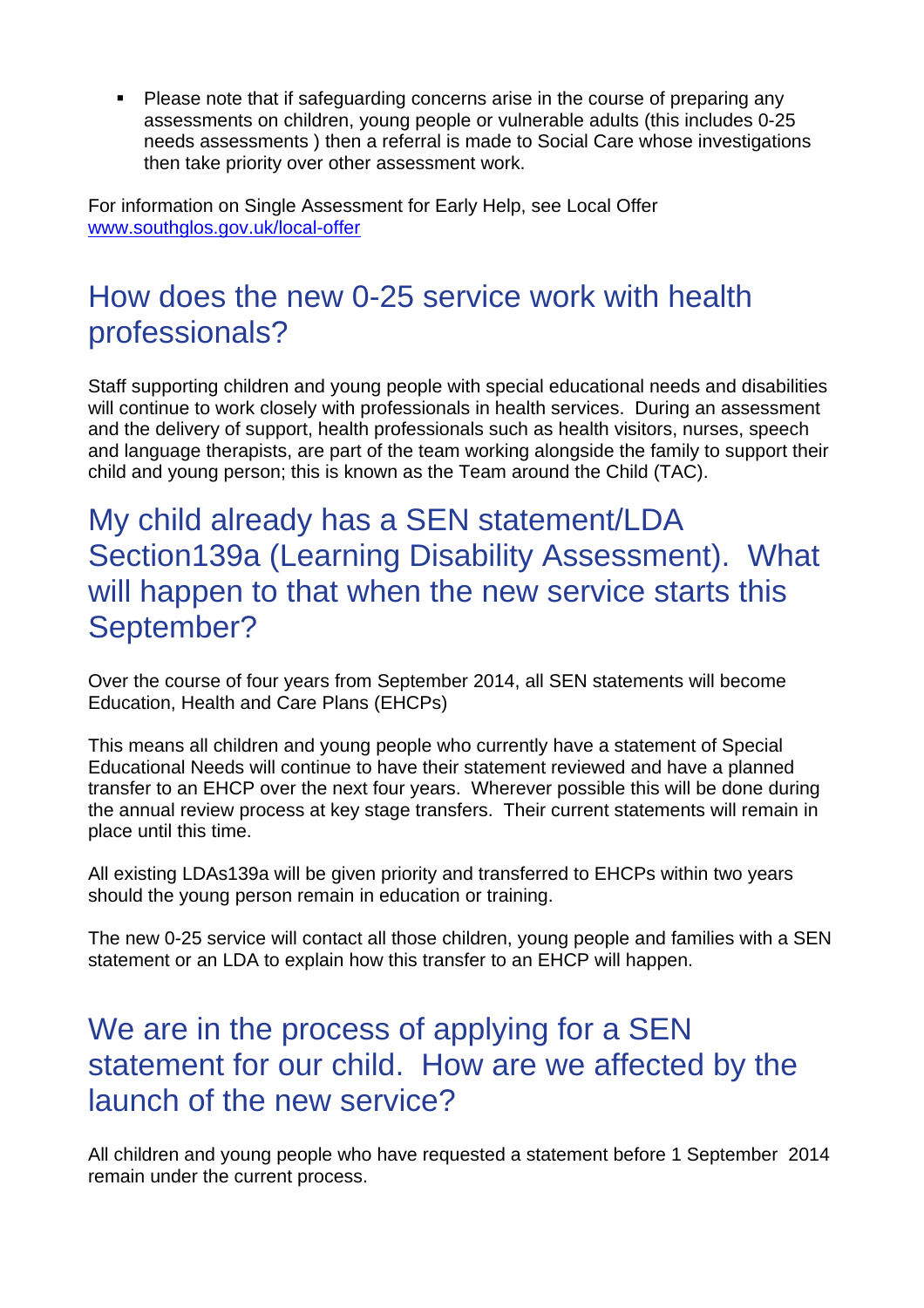- Please note that if safeguarding concerns arise in the course of preparing any assessments on children, young people or vulnerable adults (this includes 0-25 needs assessments ) then a referral is made to Social Care whose investigations then take priority over other assessment work.

For information on Single Assessment for Early Help, see Local Offer [www.southglos.gov.uk/local-offer](http://www.southglos.gov.uk/local-offer)

## How does the new 0-25 service work with health professionals?

Staff supporting children and young people with special educational needs and disabilities will continue to work closely with professionals in health services. During an assessment and the delivery of support, health professionals such as health visitors, nurses, speech and language therapists, are part of the team working alongside the family to support their child and young person; this is known as the Team around the Child (TAC).

## My child already has a SEN statement/LDA Section139a (Learning Disability Assessment). What will happen to that when the new service starts this September?

Over the course of four years from September 2014, all SEN statements will become Education, Health and Care Plans (EHCPs)

This means all children and young people who currently have a statement of Special Educational Needs will continue to have their statement reviewed and have a planned transfer to an EHCP over the next four years. Wherever possible this will be done during the annual review process at key stage transfers. Their current statements will remain in place until this time.

All existing LDAs139a will be given priority and transferred to EHCPs within two years should the young person remain in education or training.

The new 0-25 service will contact all those children, young people and families with a SEN statement or an LDA to explain how this transfer to an EHCP will happen.

## We are in the process of applying for a SEN statement for our child. How are we affected by the launch of the new service?

All children and young people who have requested a statement before 1 September 2014 remain under the current process.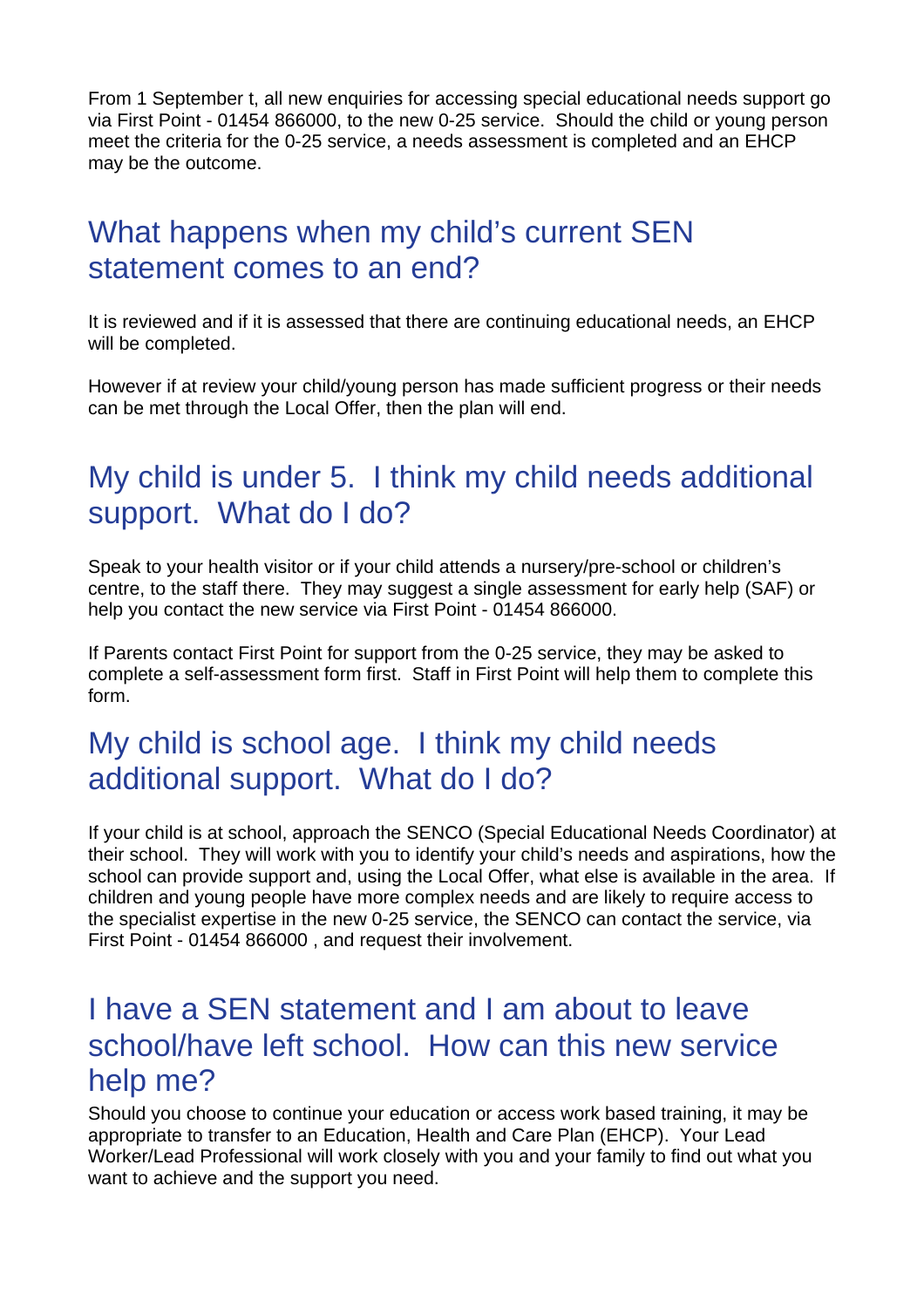From 1 September t, all new enquiries for accessing special educational needs support go via First Point - 01454 866000, to the new 0-25 service. Should the child or young person meet the criteria for the 0-25 service, a needs assessment is completed and an EHCP may be the outcome.

## What happens when my child's current SEN statement comes to an end?

It is reviewed and if it is assessed that there are continuing educational needs, an EHCP will be completed.

However if at review your child/young person has made sufficient progress or their needs can be met through the Local Offer, then the plan will end.

## My child is under 5. I think my child needs additional support. What do I do?

Speak to your health visitor or if your child attends a nursery/pre-school or children's centre, to the staff there. They may suggest a single assessment for early help (SAF) or help you contact the new service via First Point - 01454 866000.

If Parents contact First Point for support from the 0-25 service, they may be asked to complete a self-assessment form first. Staff in First Point will help them to complete this form.

## My child is school age. I think my child needs additional support. What do I do?

If your child is at school, approach the SENCO (Special Educational Needs Coordinator) at their school. They will work with you to identify your child's needs and aspirations, how the school can provide support and, using the Local Offer, what else is available in the area. If children and young people have more complex needs and are likely to require access to the specialist expertise in the new 0-25 service, the SENCO can contact the service, via First Point - 01454 866000 , and request their involvement.

## I have a SEN statement and I am about to leave school/have left school. How can this new service help me?

Should you choose to continue your education or access work based training, it may be appropriate to transfer to an Education, Health and Care Plan (EHCP). Your Lead Worker/Lead Professional will work closely with you and your family to find out what you want to achieve and the support you need.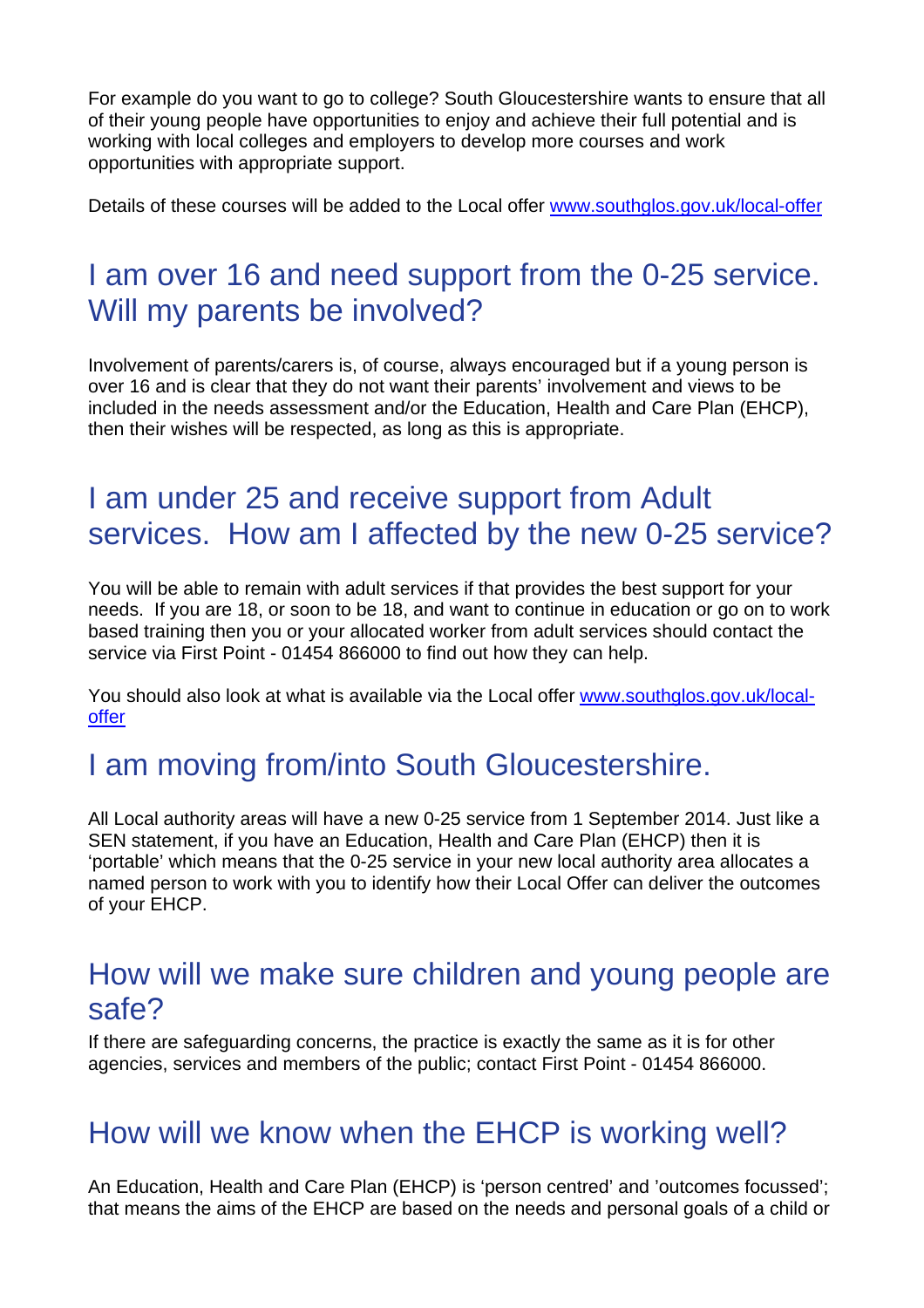For example do you want to go to college? South Gloucestershire wants to ensure that all of their young people have opportunities to enjoy and achieve their full potential and is working with local colleges and employers to develop more courses and work opportunities with appropriate support.

Details of these courses will be added to the Local offer [www.southglos.gov.uk/local-offer](www.southglos.gov.uk/local-offer)

## I am over 16 and need support from the 0-25 service. Will my parents be involved?

Involvement of parents/carers is, of course, always encouraged but if a young person is over 16 and is clear that they do not want their parents' involvement and views to be included in the needs assessment and/or the Education, Health and Care Plan (EHCP), then their wishes will be respected, as long as this is appropriate.

## I am under 25 and receive support from Adult services. How am I affected by the new 0-25 service?

You will be able to remain with adult services if that provides the best support for your needs. If you are 18, or soon to be 18, and want to continue in education or go on to work based training then you or your allocated worker from adult services should contact the service via First Point - 01454 866000 to find out how they can help.

You should also look at what is available via the Local offer [www.southglos.gov.uk/local-offer](www.southglos.gov.uk/local-offer)

## I am moving from/into South Gloucestershire.

All Local authority areas will have a new 0-25 service from 1 September 2014. Just like a SEN statement, if you have an Education, Health and Care Plan (EHCP) then it is 'portable' which means that the 0-25 service in your new local authority area allocates a named person to work with you to identify how their Local Offer can deliver the outcomes of your EHCP.

## How will we make sure children and young people are safe?

If there are safeguarding concerns, the practice is exactly the same as it is for other agencies, services and members of the public; contact First Point - 01454 866000.

## How will we know when the EHCP is working well?

An Education, Health and Care Plan (EHCP) is 'person centred' and 'outcomes focussed'; that means the aims of the EHCP are based on the needs and personal goals of a child or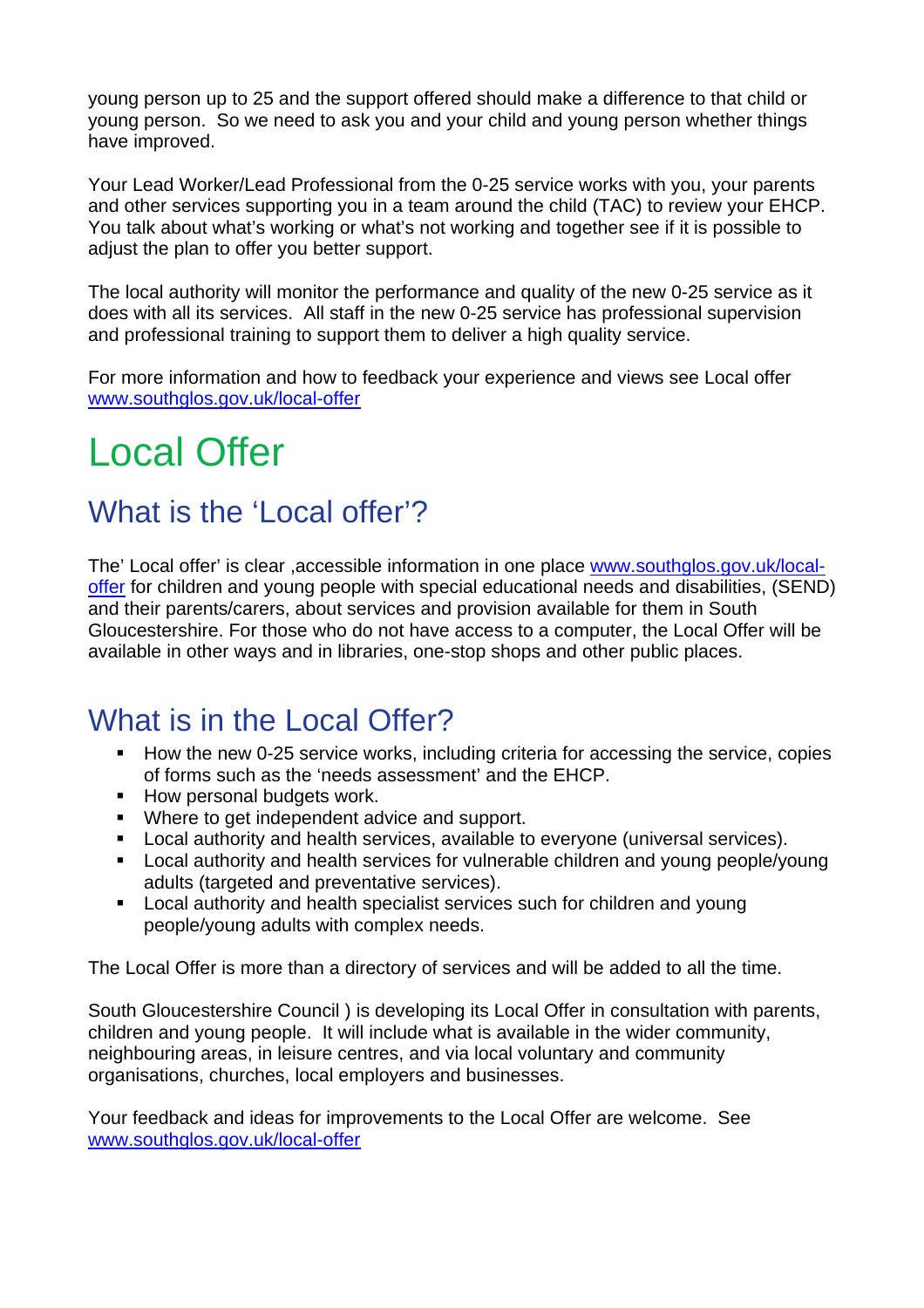young person up to 25 and the support offered should make a difference to that child or young person. So we need to ask you and your child and young person whether things have improved.

Your Lead Worker/Lead Professional from the 0-25 service works with you, your parents and other services supporting you in a team around the child (TAC) to review your EHCP. You talk about what's working or what's not working and together see if it is possible to adjust the plan to offer you better support.

The local authority will monitor the performance and quality of the new 0-25 service as it does with all its services. All staff in the new 0-25 service has professional supervision and professional training to support them to deliver a high quality service.

For more information and how to feedback your experience and views see Local offer [www.southglos.gov.uk/local-offer](www.southglos.gov.uk/local-offer)

# Local Offer

## What is the 'Local offer'?

The' Local offer' is clear ,accessible information in one place [www.southglos.gov.uk/local-offer](www.southglos.gov.uk/local-offer) for children and young people with special educational needs and disabilities, (SEND) and their parents/carers, about services and provision available for them in South Gloucestershire. For those who do not have access to a computer, the Local Offer will be available in other ways and in libraries, one-stop shops and other public places.

## What is in the Local Offer?

- How the new 0-25 service works, including criteria for accessing the service, copies of forms such as the 'needs assessment' and the EHCP.
- How personal budgets work.
- Where to get independent advice and support.
- Local authority and health services, available to everyone (universal services).
- Local authority and health services for vulnerable children and young people/young adults (targeted and preventative services).
- Local authority and health specialist services such for children and young people/young adults with complex needs.

The Local Offer is more than a directory of services and will be added to all the time.

South Gloucestershire Council ) is developing its Local Offer in consultation with parents, children and young people. It will include what is available in the wider community, neighbouring areas, in leisure centres, and via local voluntary and community organisations, churches, local employers and businesses.

Your feedback and ideas for improvements to the Local Offer are welcome. See [www.southglos.gov.uk/local-offer](www.southglos.gov.uk/local-offer)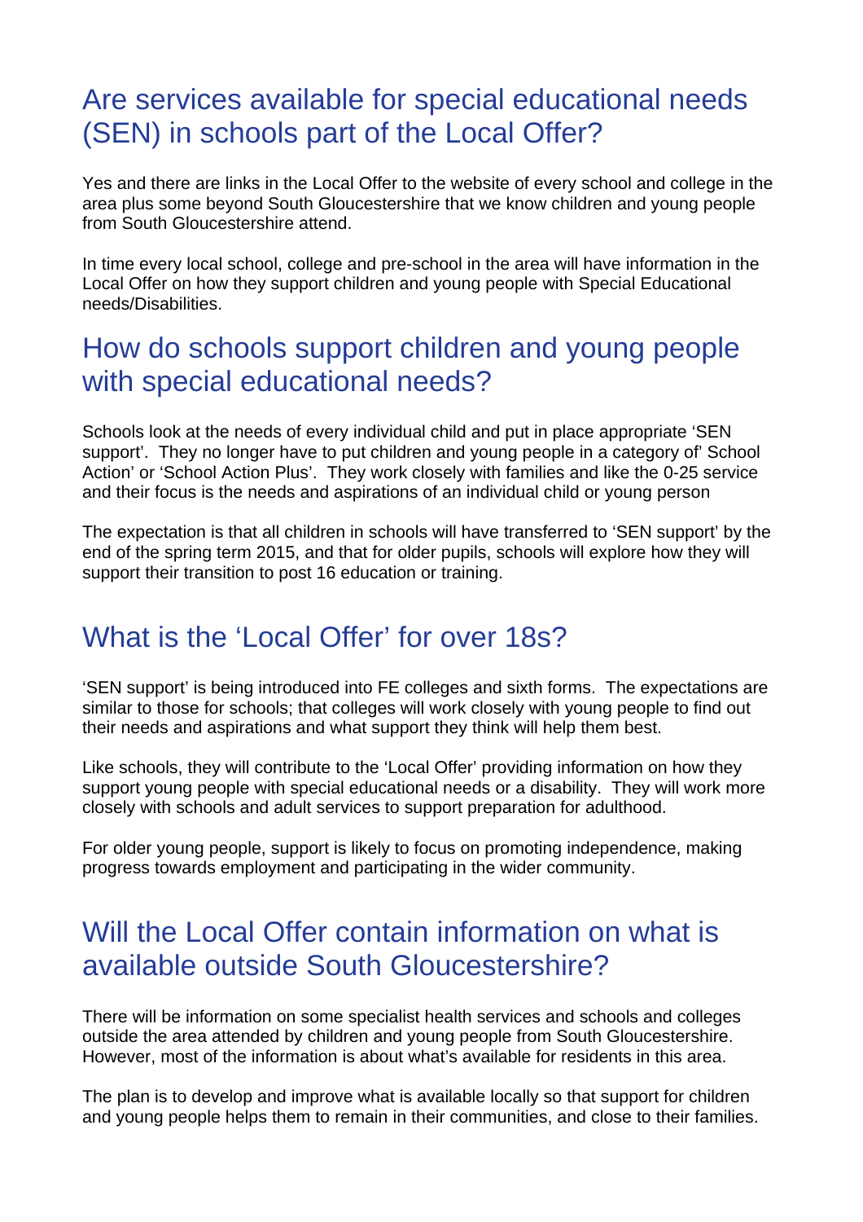## Are services available for special educational needs (SEN) in schools part of the Local Offer?

Yes and there are links in the Local Offer to the website of every school and college in the area plus some beyond South Gloucestershire that we know children and young people from South Gloucestershire attend.

In time every local school, college and pre-school in the area will have information in the Local Offer on how they support children and young people with Special Educational needs/Disabilities.

## How do schools support children and young people with special educational needs?

Schools look at the needs of every individual child and put in place appropriate 'SEN support'. They no longer have to put children and young people in a category of' School Action' or 'School Action Plus'. They work closely with families and like the 0-25 service and their focus is the needs and aspirations of an individual child or young person

The expectation is that all children in schools will have transferred to 'SEN support' by the end of the spring term 2015, and that for older pupils, schools will explore how they will support their transition to post 16 education or training.

## What is the 'Local Offer' for over 18s?

'SEN support' is being introduced into FE colleges and sixth forms. The expectations are similar to those for schools; that colleges will work closely with young people to find out their needs and aspirations and what support they think will help them best.

Like schools, they will contribute to the 'Local Offer' providing information on how they support young people with special educational needs or a disability. They will work more closely with schools and adult services to support preparation for adulthood.

For older young people, support is likely to focus on promoting independence, making progress towards employment and participating in the wider community.

## Will the Local Offer contain information on what is available outside South Gloucestershire?

There will be information on some specialist health services and schools and colleges outside the area attended by children and young people from South Gloucestershire. However, most of the information is about what's available for residents in this area.

The plan is to develop and improve what is available locally so that support for children and young people helps them to remain in their communities, and close to their families.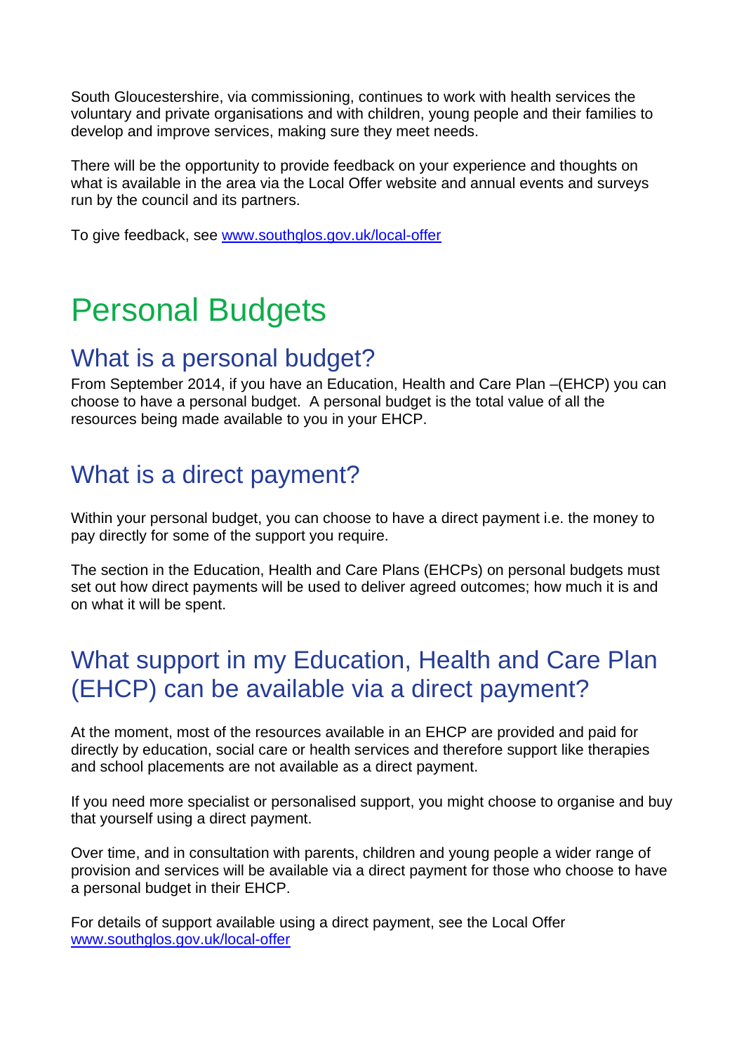South Gloucestershire, via commissioning, continues to work with health services the voluntary and private organisations and with children, young people and their families to develop and improve services, making sure they meet needs.

There will be the opportunity to provide feedback on your experience and thoughts on what is available in the area via the Local Offer website and annual events and surveys run by the council and its partners.

To give feedback, see [www.southglos.gov.uk/local-offer](www.southglos.gov.uk/local-offer)

# Personal Budgets

## What is a personal budget?

From September 2014, if you have an Education, Health and Care Plan –(EHCP) you can choose to have a personal budget. A personal budget is the total value of all the resources being made available to you in your EHCP.

## What is a direct payment?

Within your personal budget, you can choose to have a direct payment i.e. the money to pay directly for some of the support you require.

The section in the Education, Health and Care Plans (EHCPs) on personal budgets must set out how direct payments will be used to deliver agreed outcomes; how much it is and on what it will be spent.

## What support in my Education, Health and Care Plan (EHCP) can be available via a direct payment?

At the moment, most of the resources available in an EHCP are provided and paid for directly by education, social care or health services and therefore support like therapies and school placements are not available as a direct payment.

If you need more specialist or personalised support, you might choose to organise and buy that yourself using a direct payment.

Over time, and in consultation with parents, children and young people a wider range of provision and services will be available via a direct payment for those who choose to have a personal budget in their EHCP.

For details of support available using a direct payment, see the Local Offer [www.southglos.gov.uk/local-offer](www.southglos.gov.uk/local-offer)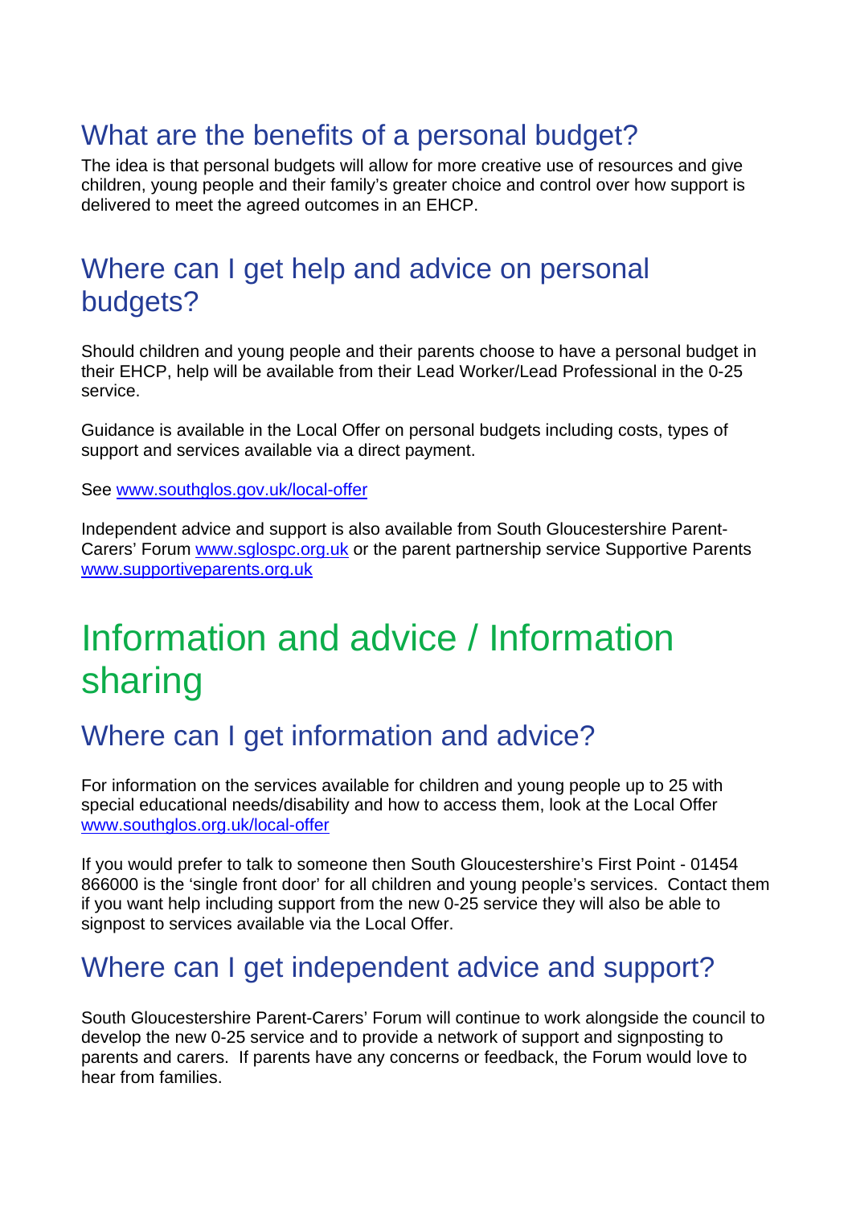## What are the benefits of a personal budget?

The idea is that personal budgets will allow for more creative use of resources and give children, young people and their family's greater choice and control over how support is delivered to meet the agreed outcomes in an EHCP.

## Where can I get help and advice on personal budgets?

Should children and young people and their parents choose to have a personal budget in their EHCP, help will be available from their Lead Worker/Lead Professional in the 0-25 service.

Guidance is available in the Local Offer on personal budgets including costs, types of support and services available via a direct payment.

See www.southglos.gov.uk/local-offer

Independent advice and support is also available from South Gloucestershire Parent-Carers' Forum www.sglospc.org.uk or the parent partnership service Supportive Parents www.supportiveparents.org.uk

# Information and advice / Information sharing

## Where can I get information and advice?

For information on the services available for children and young people up to 25 with special educational needs/disability and how to access them, look at the Local Offer www.southglos.org.uk/local-offer

If you would prefer to talk to someone then South Gloucestershire's First Point - 01454 866000 is the 'single front door' for all children and young people's services. Contact them if you want help including support from the new 0-25 service they will also be able to signpost to services available via the Local Offer.

## Where can I get independent advice and support?

South Gloucestershire Parent-Carers' Forum will continue to work alongside the council to develop the new 0-25 service and to provide a network of support and signposting to parents and carers. If parents have any concerns or feedback, the Forum would love to hear from families.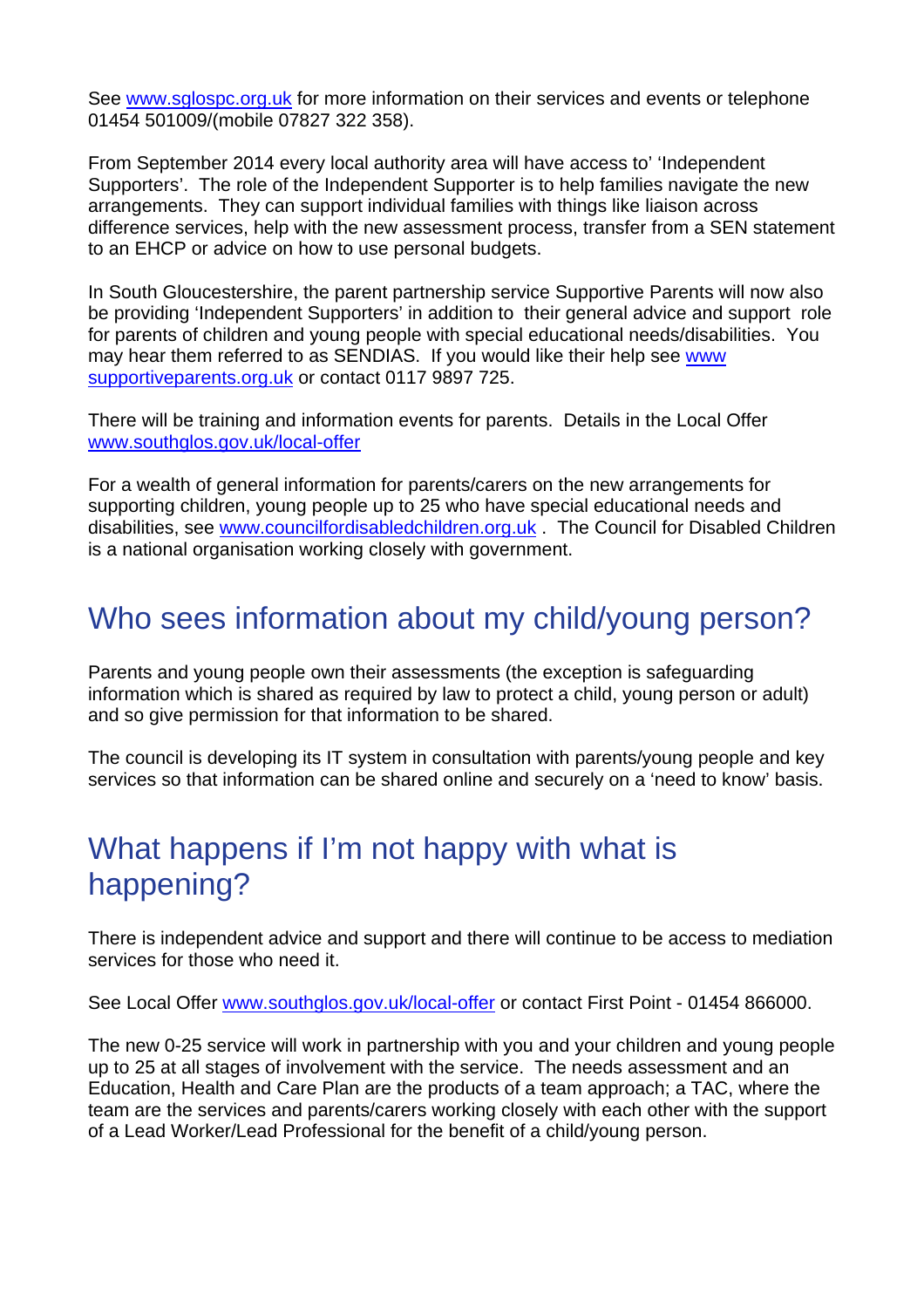See www.sglospc.org.uk for more information on their services and events or telephone 01454 501009/(mobile 07827 322 358).

From September 2014 every local authority area will have access to' 'Independent Supporters'. The role of the Independent Supporter is to help families navigate the new arrangements. They can support individual families with things like liaison across difference services, help with the new assessment process, transfer from a SEN statement to an EHCP or advice on how to use personal budgets.

In South Gloucestershire, the parent partnership service Supportive Parents will now also be providing 'Independent Supporters' in addition to their general advice and support role for parents of children and young people with special educational needs/disabilities. You may hear them referred to as SENDIAS. If you would like their help see www supportiveparents.org.uk or contact 0117 9897 725.

There will be training and information events for parents. Details in the Local Offer www.southglos.gov.uk/local-offer

For a wealth of general information for parents/carers on the new arrangements for supporting children, young people up to 25 who have special educational needs and disabilities, see www.councilfordisabledchildren.org.uk . The Council for Disabled Children is a national organisation working closely with government.

## Who sees information about my child/young person?

Parents and young people own their assessments (the exception is safeguarding information which is shared as required by law to protect a child, young person or adult) and so give permission for that information to be shared.

The council is developing its IT system in consultation with parents/young people and key services so that information can be shared online and securely on a 'need to know' basis.

## What happens if I'm not happy with what is happening?

There is independent advice and support and there will continue to be access to mediation services for those who need it.

See Local Offer www.southglos.gov.uk/local-offer or contact First Point - 01454 866000.

The new 0-25 service will work in partnership with you and your children and young people up to 25 at all stages of involvement with the service. The needs assessment and an Education, Health and Care Plan are the products of a team approach; a TAC, where the team are the services and parents/carers working closely with each other with the support of a Lead Worker/Lead Professional for the benefit of a child/young person.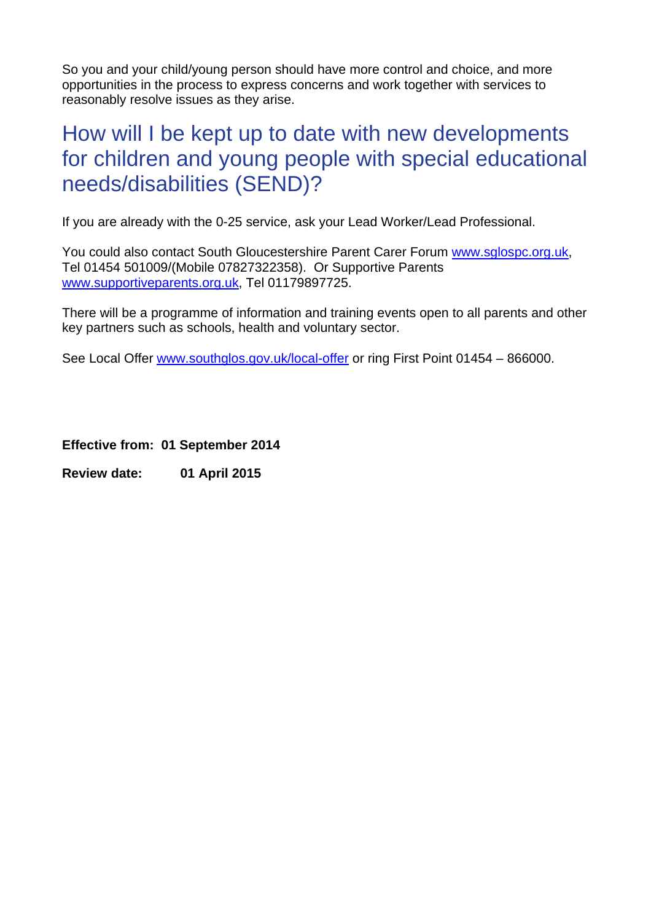So you and your child/young person should have more control and choice, and more opportunities in the process to express concerns and work together with services to reasonably resolve issues as they arise.

## How will I be kept up to date with new developments for children and young people with special educational needs/disabilities (SEND)?

If you are already with the 0-25 service, ask your Lead Worker/Lead Professional.

You could also contact South Gloucestershire Parent Carer Forum www.sglospc.org.uk, Tel 01454 501009/(Mobile 07827322358). Or Supportive Parents www.supportiveparents.org.uk, Tel 01179897725.

There will be a programme of information and training events open to all parents and other key partners such as schools, health and voluntary sector.

See Local Offer www.southglos.gov.uk/local-offer or ring First Point 01454 – 866000.

**Effective from: 01 September 2014**

**Review date: 01 April 2015**